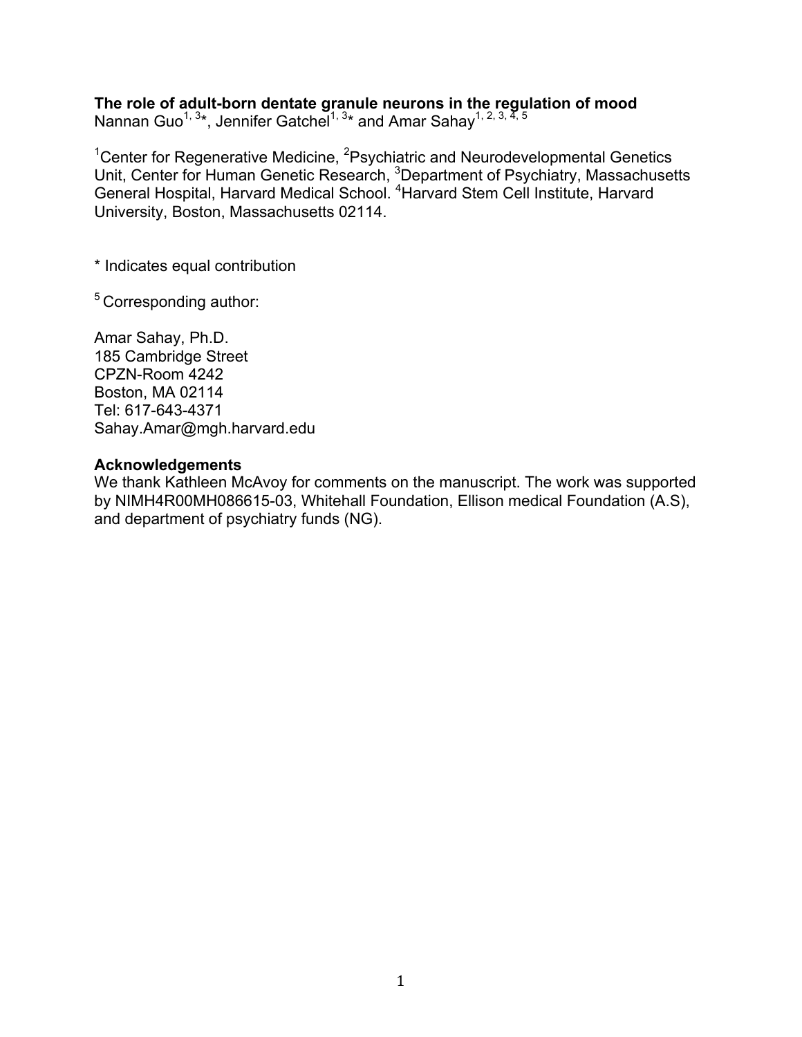**The role of adult-born dentate granule neurons in the regulation of mood**

Nannan Guo[1, 3]*, Jennifer Gatchel[1, 3]* and Amar Sahay[1, 2, 3, 4, 5]

[1]Center for Regenerative Medicine, [2]Psychiatric and Neurodevelopmental Genetics Unit, Center for Human Genetic Research, [3]Department of Psychiatry, Massachusetts General Hospital, Harvard Medical School. [4]Harvard Stem Cell Institute, Harvard University, Boston, Massachusetts 02114.

* Indicates equal contribution

[5] Corresponding author:

Amar Sahay, Ph.D.
185 Cambridge Street
CPZN-Room 4242
Boston, MA 02114
Tel: 617-643-4371
Sahay.Amar@mgh.harvard.edu

**Acknowledgements**

We thank Kathleen McAvoy for comments on the manuscript. The work was supported by NIMH4R00MH086615-03, Whitehall Foundation, Ellison medical Foundation (A.S), and department of psychiatry funds (NG).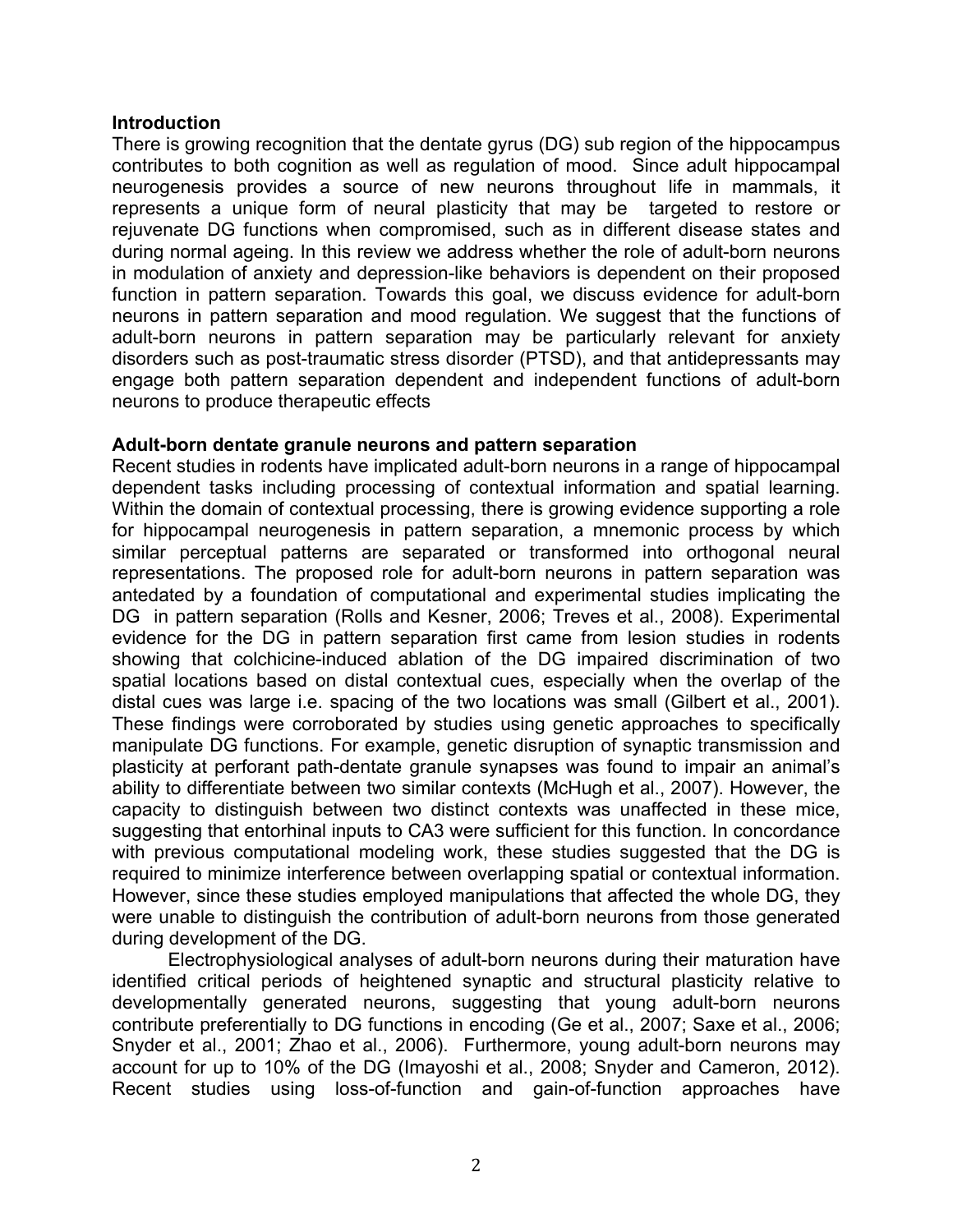## Introduction

There is growing recognition that the dentate gyrus (DG) sub region of the hippocampus contributes to both cognition as well as regulation of mood. Since adult hippocampal neurogenesis provides a source of new neurons throughout life in mammals, it represents a unique form of neural plasticity that may be targeted to restore or rejuvenate DG functions when compromised, such as in different disease states and during normal ageing. In this review we address whether the role of adult-born neurons in modulation of anxiety and depression-like behaviors is dependent on their proposed function in pattern separation. Towards this goal, we discuss evidence for adult-born neurons in pattern separation and mood regulation. We suggest that the functions of adult-born neurons in pattern separation may be particularly relevant for anxiety disorders such as post-traumatic stress disorder (PTSD), and that antidepressants may engage both pattern separation dependent and independent functions of adult-born neurons to produce therapeutic effects

## Adult-born dentate granule neurons and pattern separation

Recent studies in rodents have implicated adult-born neurons in a range of hippocampal dependent tasks including processing of contextual information and spatial learning. Within the domain of contextual processing, there is growing evidence supporting a role for hippocampal neurogenesis in pattern separation, a mnemonic process by which similar perceptual patterns are separated or transformed into orthogonal neural representations. The proposed role for adult-born neurons in pattern separation was antedated by a foundation of computational and experimental studies implicating the DG in pattern separation (Rolls and Kesner, 2006; Treves et al., 2008). Experimental evidence for the DG in pattern separation first came from lesion studies in rodents showing that colchicine-induced ablation of the DG impaired discrimination of two spatial locations based on distal contextual cues, especially when the overlap of the distal cues was large i.e. spacing of the two locations was small (Gilbert et al., 2001). These findings were corroborated by studies using genetic approaches to specifically manipulate DG functions. For example, genetic disruption of synaptic transmission and plasticity at perforant path-dentate granule synapses was found to impair an animal's ability to differentiate between two similar contexts (McHugh et al., 2007). However, the capacity to distinguish between two distinct contexts was unaffected in these mice, suggesting that entorhinal inputs to CA3 were sufficient for this function. In concordance with previous computational modeling work, these studies suggested that the DG is required to minimize interference between overlapping spatial or contextual information. However, since these studies employed manipulations that affected the whole DG, they were unable to distinguish the contribution of adult-born neurons from those generated during development of the DG.

Electrophysiological analyses of adult-born neurons during their maturation have identified critical periods of heightened synaptic and structural plasticity relative to developmentally generated neurons, suggesting that young adult-born neurons contribute preferentially to DG functions in encoding (Ge et al., 2007; Saxe et al., 2006; Snyder et al., 2001; Zhao et al., 2006). Furthermore, young adult-born neurons may account for up to 10% of the DG (Imayoshi et al., 2008; Snyder and Cameron, 2012). Recent studies using loss-of-function and gain-of-function approaches have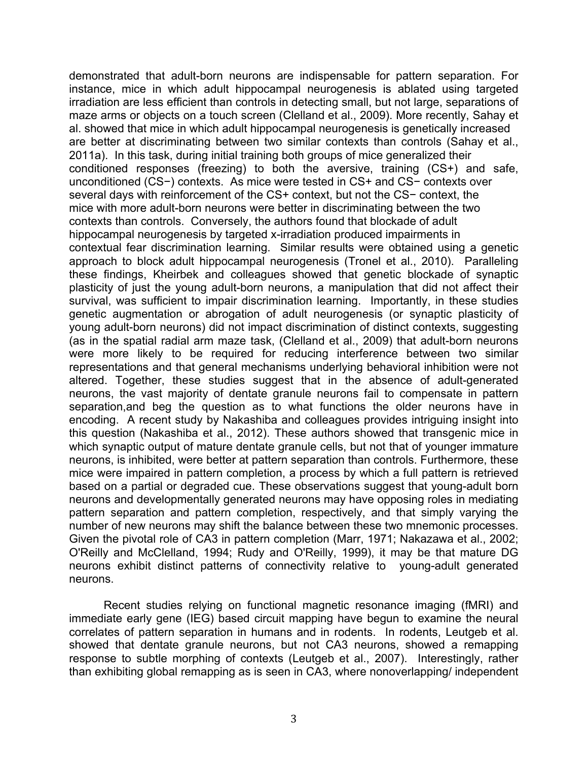demonstrated that adult-born neurons are indispensable for pattern separation. For instance, mice in which adult hippocampal neurogenesis is ablated using targeted irradiation are less efficient than controls in detecting small, but not large, separations of maze arms or objects on a touch screen (Clelland et al., 2009). More recently, Sahay et al. showed that mice in which adult hippocampal neurogenesis is genetically increased are better at discriminating between two similar contexts than controls (Sahay et al., 2011a). In this task, during initial training both groups of mice generalized their conditioned responses (freezing) to both the aversive, training (CS+) and safe, unconditioned (CS−) contexts. As mice were tested in CS+ and CS− contexts over several days with reinforcement of the CS+ context, but not the CS− context, the mice with more adult-born neurons were better in discriminating between the two contexts than controls. Conversely, the authors found that blockade of adult hippocampal neurogenesis by targeted x-irradiation produced impairments in contextual fear discrimination learning. Similar results were obtained using a genetic approach to block adult hippocampal neurogenesis (Tronel et al., 2010). Paralleling these findings, Kheirbek and colleagues showed that genetic blockade of synaptic plasticity of just the young adult-born neurons, a manipulation that did not affect their survival, was sufficient to impair discrimination learning. Importantly, in these studies genetic augmentation or abrogation of adult neurogenesis (or synaptic plasticity of young adult-born neurons) did not impact discrimination of distinct contexts, suggesting (as in the spatial radial arm maze task, (Clelland et al., 2009) that adult-born neurons were more likely to be required for reducing interference between two similar representations and that general mechanisms underlying behavioral inhibition were not altered. Together, these studies suggest that in the absence of adult-generated neurons, the vast majority of dentate granule neurons fail to compensate in pattern separation,and beg the question as to what functions the older neurons have in encoding. A recent study by Nakashiba and colleagues provides intriguing insight into this question (Nakashiba et al., 2012). These authors showed that transgenic mice in which synaptic output of mature dentate granule cells, but not that of younger immature neurons, is inhibited, were better at pattern separation than controls. Furthermore, these mice were impaired in pattern completion, a process by which a full pattern is retrieved based on a partial or degraded cue. These observations suggest that young-adult born neurons and developmentally generated neurons may have opposing roles in mediating pattern separation and pattern completion, respectively, and that simply varying the number of new neurons may shift the balance between these two mnemonic processes. Given the pivotal role of CA3 in pattern completion (Marr, 1971; Nakazawa et al., 2002; O'Reilly and McClelland, 1994; Rudy and O'Reilly, 1999), it may be that mature DG neurons exhibit distinct patterns of connectivity relative to young-adult generated neurons.

Recent studies relying on functional magnetic resonance imaging (fMRI) and immediate early gene (IEG) based circuit mapping have begun to examine the neural correlates of pattern separation in humans and in rodents. In rodents, Leutgeb et al. showed that dentate granule neurons, but not CA3 neurons, showed a remapping response to subtle morphing of contexts (Leutgeb et al., 2007). Interestingly, rather than exhibiting global remapping as is seen in CA3, where nonoverlapping/ independent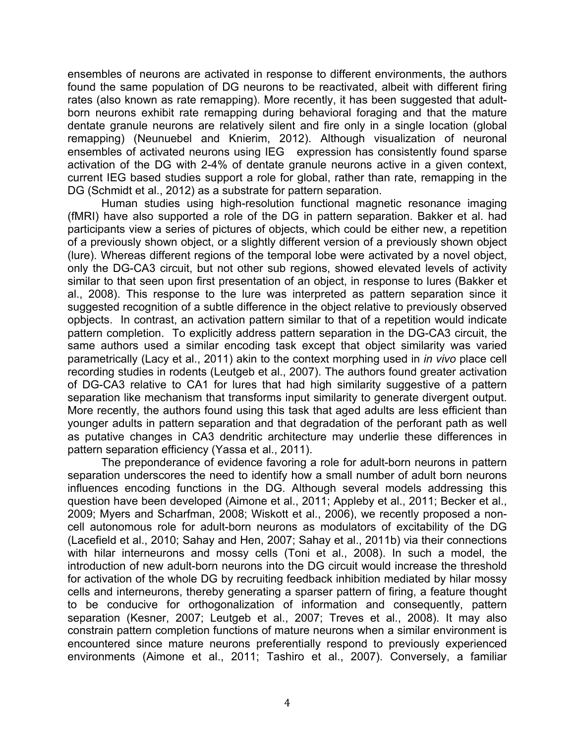ensembles of neurons are activated in response to different environments, the authors found the same population of DG neurons to be reactivated, albeit with different firing rates (also known as rate remapping). More recently, it has been suggested that adult-born neurons exhibit rate remapping during behavioral foraging and that the mature dentate granule neurons are relatively silent and fire only in a single location (global remapping) (Neunuebel and Knierim, 2012). Although visualization of neuronal ensembles of activated neurons using IEG expression has consistently found sparse activation of the DG with 2-4% of dentate granule neurons active in a given context, current IEG based studies support a role for global, rather than rate, remapping in the DG (Schmidt et al., 2012) as a substrate for pattern separation.

Human studies using high-resolution functional magnetic resonance imaging (fMRI) have also supported a role of the DG in pattern separation. Bakker et al. had participants view a series of pictures of objects, which could be either new, a repetition of a previously shown object, or a slightly different version of a previously shown object (lure). Whereas different regions of the temporal lobe were activated by a novel object, only the DG-CA3 circuit, but not other sub regions, showed elevated levels of activity similar to that seen upon first presentation of an object, in response to lures (Bakker et al., 2008). This response to the lure was interpreted as pattern separation since it suggested recognition of a subtle difference in the object relative to previously observed opbjects. In contrast, an activation pattern similar to that of a repetition would indicate pattern completion. To explicitly address pattern separation in the DG-CA3 circuit, the same authors used a similar encoding task except that object similarity was varied parametrically (Lacy et al., 2011) akin to the context morphing used in *in vivo* place cell recording studies in rodents (Leutgeb et al., 2007). The authors found greater activation of DG-CA3 relative to CA1 for lures that had high similarity suggestive of a pattern separation like mechanism that transforms input similarity to generate divergent output. More recently, the authors found using this task that aged adults are less efficient than younger adults in pattern separation and that degradation of the perforant path as well as putative changes in CA3 dendritic architecture may underlie these differences in pattern separation efficiency (Yassa et al., 2011).

The preponderance of evidence favoring a role for adult-born neurons in pattern separation underscores the need to identify how a small number of adult born neurons influences encoding functions in the DG. Although several models addressing this question have been developed (Aimone et al., 2011; Appleby et al., 2011; Becker et al., 2009; Myers and Scharfman, 2008; Wiskott et al., 2006), we recently proposed a non-cell autonomous role for adult-born neurons as modulators of excitability of the DG (Lacefield et al., 2010; Sahay and Hen, 2007; Sahay et al., 2011b) via their connections with hilar interneurons and mossy cells (Toni et al., 2008). In such a model, the introduction of new adult-born neurons into the DG circuit would increase the threshold for activation of the whole DG by recruiting feedback inhibition mediated by hilar mossy cells and interneurons, thereby generating a sparser pattern of firing, a feature thought to be conducive for orthogonalization of information and consequently, pattern separation (Kesner, 2007; Leutgeb et al., 2007; Treves et al., 2008). It may also constrain pattern completion functions of mature neurons when a similar environment is encountered since mature neurons preferentially respond to previously experienced environments (Aimone et al., 2011; Tashiro et al., 2007). Conversely, a familiar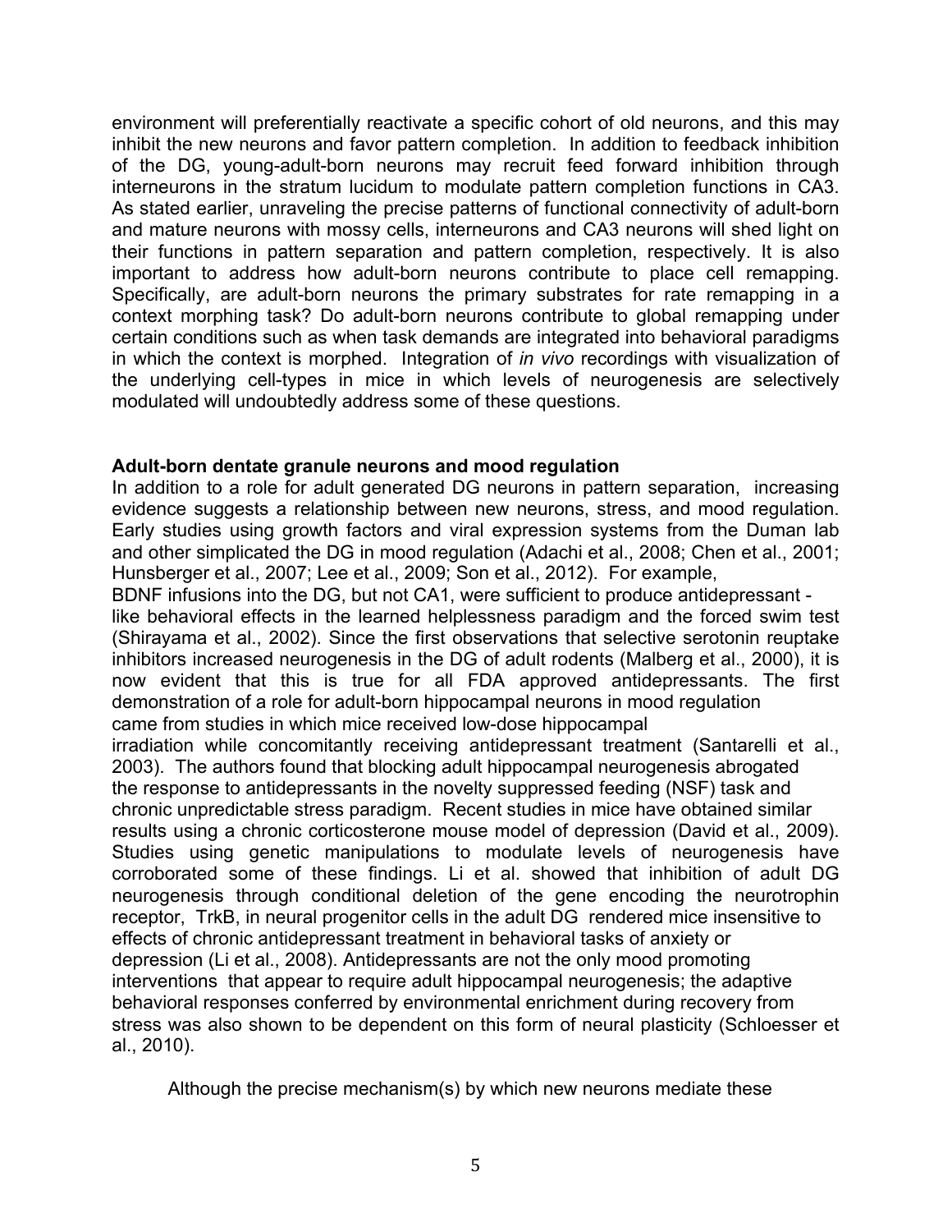environment will preferentially reactivate a specific cohort of old neurons, and this may inhibit the new neurons and favor pattern completion. In addition to feedback inhibition of the DG, young-adult-born neurons may recruit feed forward inhibition through interneurons in the stratum lucidum to modulate pattern completion functions in CA3. As stated earlier, unraveling the precise patterns of functional connectivity of adult-born and mature neurons with mossy cells, interneurons and CA3 neurons will shed light on their functions in pattern separation and pattern completion, respectively. It is also important to address how adult-born neurons contribute to place cell remapping. Specifically, are adult-born neurons the primary substrates for rate remapping in a context morphing task? Do adult-born neurons contribute to global remapping under certain conditions such as when task demands are integrated into behavioral paradigms in which the context is morphed. Integration of *in vivo* recordings with visualization of the underlying cell-types in mice in which levels of neurogenesis are selectively modulated will undoubtedly address some of these questions.

**Adult-born dentate granule neurons and mood regulation**

In addition to a role for adult generated DG neurons in pattern separation, increasing evidence suggests a relationship between new neurons, stress, and mood regulation. Early studies using growth factors and viral expression systems from the Duman lab and other simplicated the DG in mood regulation (Adachi et al., 2008; Chen et al., 2001; Hunsberger et al., 2007; Lee et al., 2009; Son et al., 2012). For example, BDNF infusions into the DG, but not CA1, were sufficient to produce antidepressant - like behavioral effects in the learned helplessness paradigm and the forced swim test (Shirayama et al., 2002). Since the first observations that selective serotonin reuptake inhibitors increased neurogenesis in the DG of adult rodents (Malberg et al., 2000), it is now evident that this is true for all FDA approved antidepressants. The first demonstration of a role for adult-born hippocampal neurons in mood regulation came from studies in which mice received low-dose hippocampal irradiation while concomitantly receiving antidepressant treatment (Santarelli et al., 2003). The authors found that blocking adult hippocampal neurogenesis abrogated the response to antidepressants in the novelty suppressed feeding (NSF) task and chronic unpredictable stress paradigm. Recent studies in mice have obtained similar results using a chronic corticosterone mouse model of depression (David et al., 2009). Studies using genetic manipulations to modulate levels of neurogenesis have corroborated some of these findings. Li et al. showed that inhibition of adult DG neurogenesis through conditional deletion of the gene encoding the neurotrophin receptor, TrkB, in neural progenitor cells in the adult DG rendered mice insensitive to effects of chronic antidepressant treatment in behavioral tasks of anxiety or depression (Li et al., 2008). Antidepressants are not the only mood promoting interventions that appear to require adult hippocampal neurogenesis; the adaptive behavioral responses conferred by environmental enrichment during recovery from stress was also shown to be dependent on this form of neural plasticity (Schloesser et al., 2010).

Although the precise mechanism(s) by which new neurons mediate these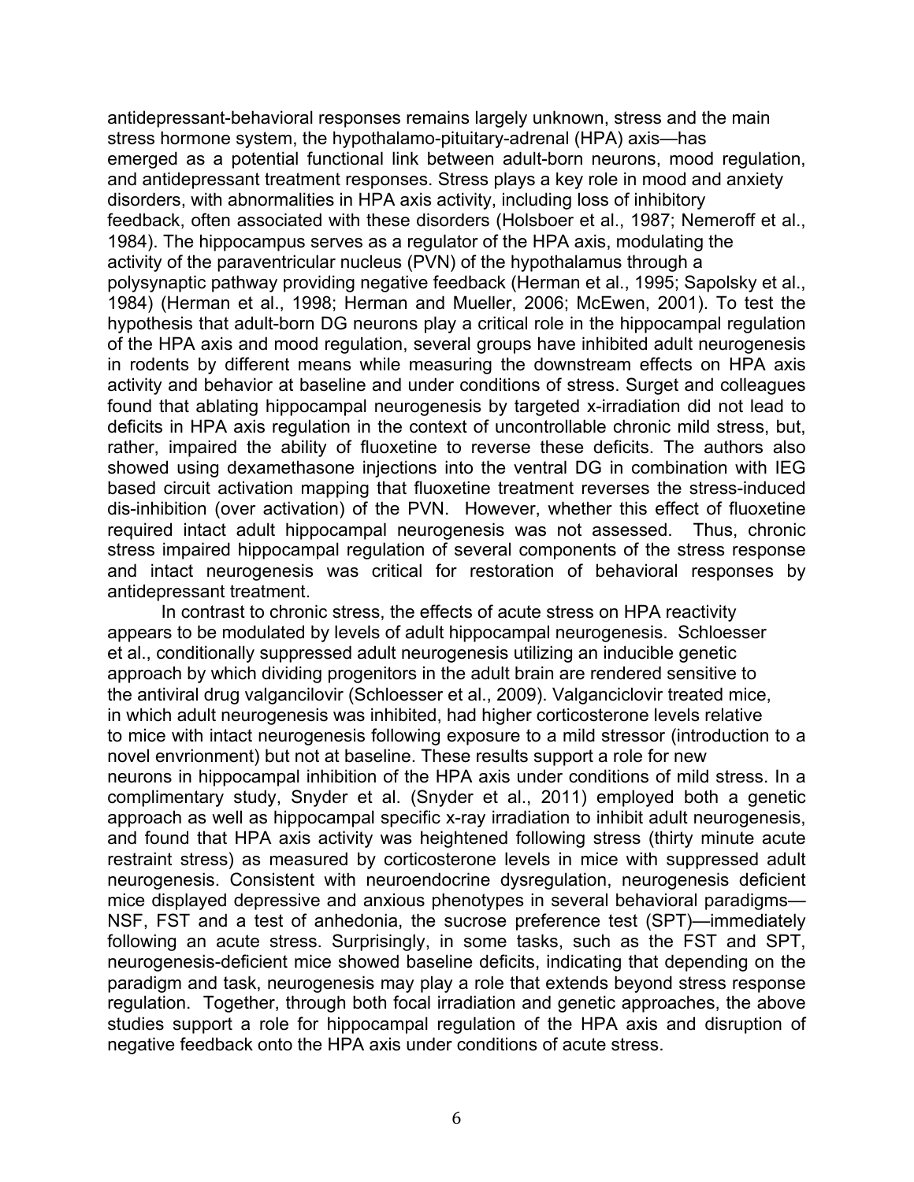antidepressant-behavioral responses remains largely unknown, stress and the main stress hormone system, the hypothalamo-pituitary-adrenal (HPA) axis—has emerged as a potential functional link between adult-born neurons, mood regulation, and antidepressant treatment responses. Stress plays a key role in mood and anxiety disorders, with abnormalities in HPA axis activity, including loss of inhibitory feedback, often associated with these disorders (Holsboer et al., 1987; Nemeroff et al., 1984). The hippocampus serves as a regulator of the HPA axis, modulating the activity of the paraventricular nucleus (PVN) of the hypothalamus through a polysynaptic pathway providing negative feedback (Herman et al., 1995; Sapolsky et al., 1984) (Herman et al., 1998; Herman and Mueller, 2006; McEwen, 2001). To test the hypothesis that adult-born DG neurons play a critical role in the hippocampal regulation of the HPA axis and mood regulation, several groups have inhibited adult neurogenesis in rodents by different means while measuring the downstream effects on HPA axis activity and behavior at baseline and under conditions of stress. Surget and colleagues found that ablating hippocampal neurogenesis by targeted x-irradiation did not lead to deficits in HPA axis regulation in the context of uncontrollable chronic mild stress, but, rather, impaired the ability of fluoxetine to reverse these deficits. The authors also showed using dexamethasone injections into the ventral DG in combination with IEG based circuit activation mapping that fluoxetine treatment reverses the stress-induced dis-inhibition (over activation) of the PVN. However, whether this effect of fluoxetine required intact adult hippocampal neurogenesis was not assessed. Thus, chronic stress impaired hippocampal regulation of several components of the stress response and intact neurogenesis was critical for restoration of behavioral responses by antidepressant treatment.

In contrast to chronic stress, the effects of acute stress on HPA reactivity appears to be modulated by levels of adult hippocampal neurogenesis. Schloesser et al., conditionally suppressed adult neurogenesis utilizing an inducible genetic approach by which dividing progenitors in the adult brain are rendered sensitive to the antiviral drug valgancilovir (Schloesser et al., 2009). Valganciclovir treated mice, in which adult neurogenesis was inhibited, had higher corticosterone levels relative to mice with intact neurogenesis following exposure to a mild stressor (introduction to a novel envrionment) but not at baseline. These results support a role for new neurons in hippocampal inhibition of the HPA axis under conditions of mild stress. In a complimentary study, Snyder et al. (Snyder et al., 2011) employed both a genetic approach as well as hippocampal specific x-ray irradiation to inhibit adult neurogenesis, and found that HPA axis activity was heightened following stress (thirty minute acute restraint stress) as measured by corticosterone levels in mice with suppressed adult neurogenesis. Consistent with neuroendocrine dysregulation, neurogenesis deficient mice displayed depressive and anxious phenotypes in several behavioral paradigms—NSF, FST and a test of anhedonia, the sucrose preference test (SPT)—immediately following an acute stress. Surprisingly, in some tasks, such as the FST and SPT, neurogenesis-deficient mice showed baseline deficits, indicating that depending on the paradigm and task, neurogenesis may play a role that extends beyond stress response regulation. Together, through both focal irradiation and genetic approaches, the above studies support a role for hippocampal regulation of the HPA axis and disruption of negative feedback onto the HPA axis under conditions of acute stress.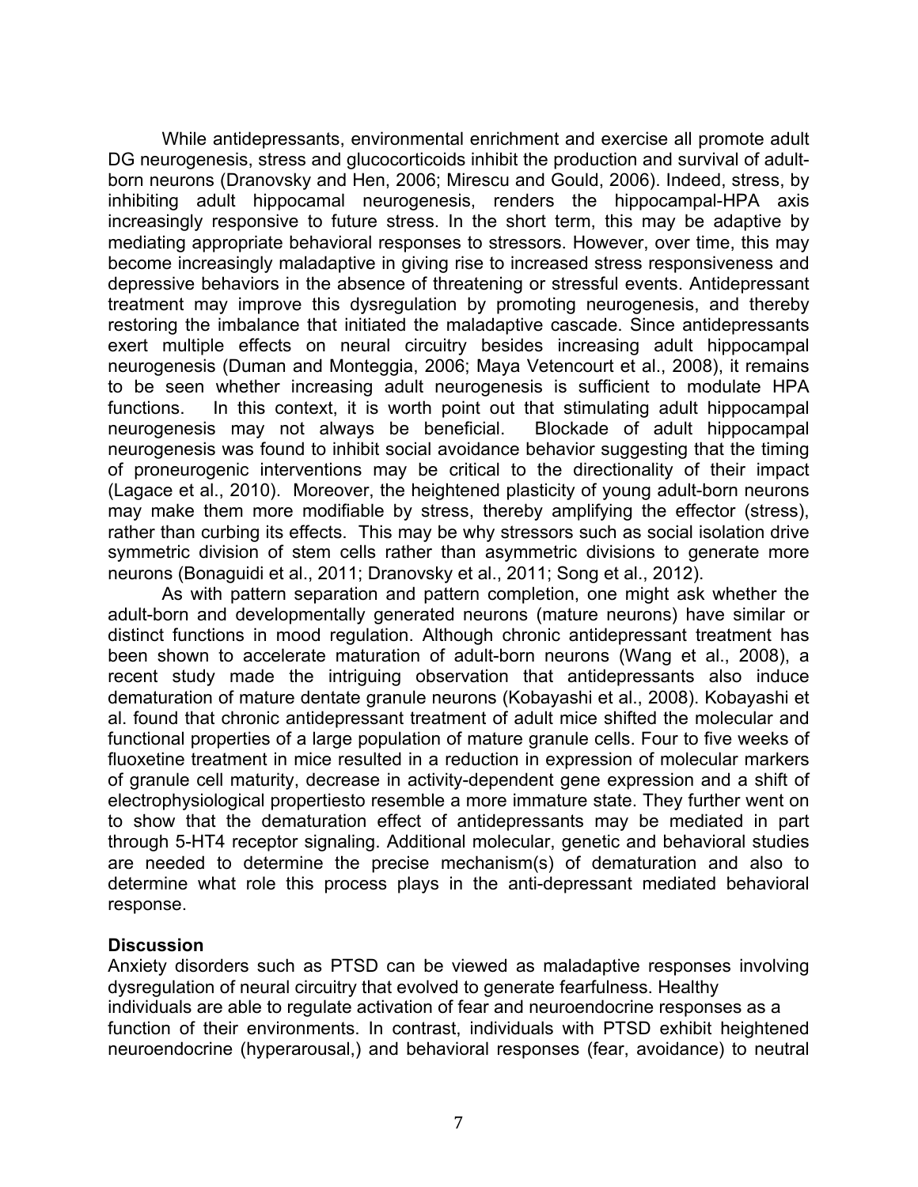While antidepressants, environmental enrichment and exercise all promote adult DG neurogenesis, stress and glucocorticoids inhibit the production and survival of adult-born neurons (Dranovsky and Hen, 2006; Mirescu and Gould, 2006). Indeed, stress, by inhibiting adult hippocamal neurogenesis, renders the hippocampal-HPA axis increasingly responsive to future stress. In the short term, this may be adaptive by mediating appropriate behavioral responses to stressors. However, over time, this may become increasingly maladaptive in giving rise to increased stress responsiveness and depressive behaviors in the absence of threatening or stressful events. Antidepressant treatment may improve this dysregulation by promoting neurogenesis, and thereby restoring the imbalance that initiated the maladaptive cascade. Since antidepressants exert multiple effects on neural circuitry besides increasing adult hippocampal neurogenesis (Duman and Monteggia, 2006; Maya Vetencourt et al., 2008), it remains to be seen whether increasing adult neurogenesis is sufficient to modulate HPA functions. In this context, it is worth point out that stimulating adult hippocampal neurogenesis may not always be beneficial. Blockade of adult hippocampal neurogenesis was found to inhibit social avoidance behavior suggesting that the timing of proneurogenic interventions may be critical to the directionality of their impact (Lagace et al., 2010). Moreover, the heightened plasticity of young adult-born neurons may make them more modifiable by stress, thereby amplifying the effector (stress), rather than curbing its effects. This may be why stressors such as social isolation drive symmetric division of stem cells rather than asymmetric divisions to generate more neurons (Bonaguidi et al., 2011; Dranovsky et al., 2011; Song et al., 2012).

As with pattern separation and pattern completion, one might ask whether the adult-born and developmentally generated neurons (mature neurons) have similar or distinct functions in mood regulation. Although chronic antidepressant treatment has been shown to accelerate maturation of adult-born neurons (Wang et al., 2008), a recent study made the intriguing observation that antidepressants also induce dematuration of mature dentate granule neurons (Kobayashi et al., 2008). Kobayashi et al. found that chronic antidepressant treatment of adult mice shifted the molecular and functional properties of a large population of mature granule cells. Four to five weeks of fluoxetine treatment in mice resulted in a reduction in expression of molecular markers of granule cell maturity, decrease in activity-dependent gene expression and a shift of electrophysiological propertiesto resemble a more immature state. They further went on to show that the dematuration effect of antidepressants may be mediated in part through 5-HT4 receptor signaling. Additional molecular, genetic and behavioral studies are needed to determine the precise mechanism(s) of dematuration and also to determine what role this process plays in the anti-depressant mediated behavioral response.

## Discussion

Anxiety disorders such as PTSD can be viewed as maladaptive responses involving dysregulation of neural circuitry that evolved to generate fearfulness. Healthy individuals are able to regulate activation of fear and neuroendocrine responses as a function of their environments. In contrast, individuals with PTSD exhibit heightened neuroendocrine (hyperarousal,) and behavioral responses (fear, avoidance) to neutral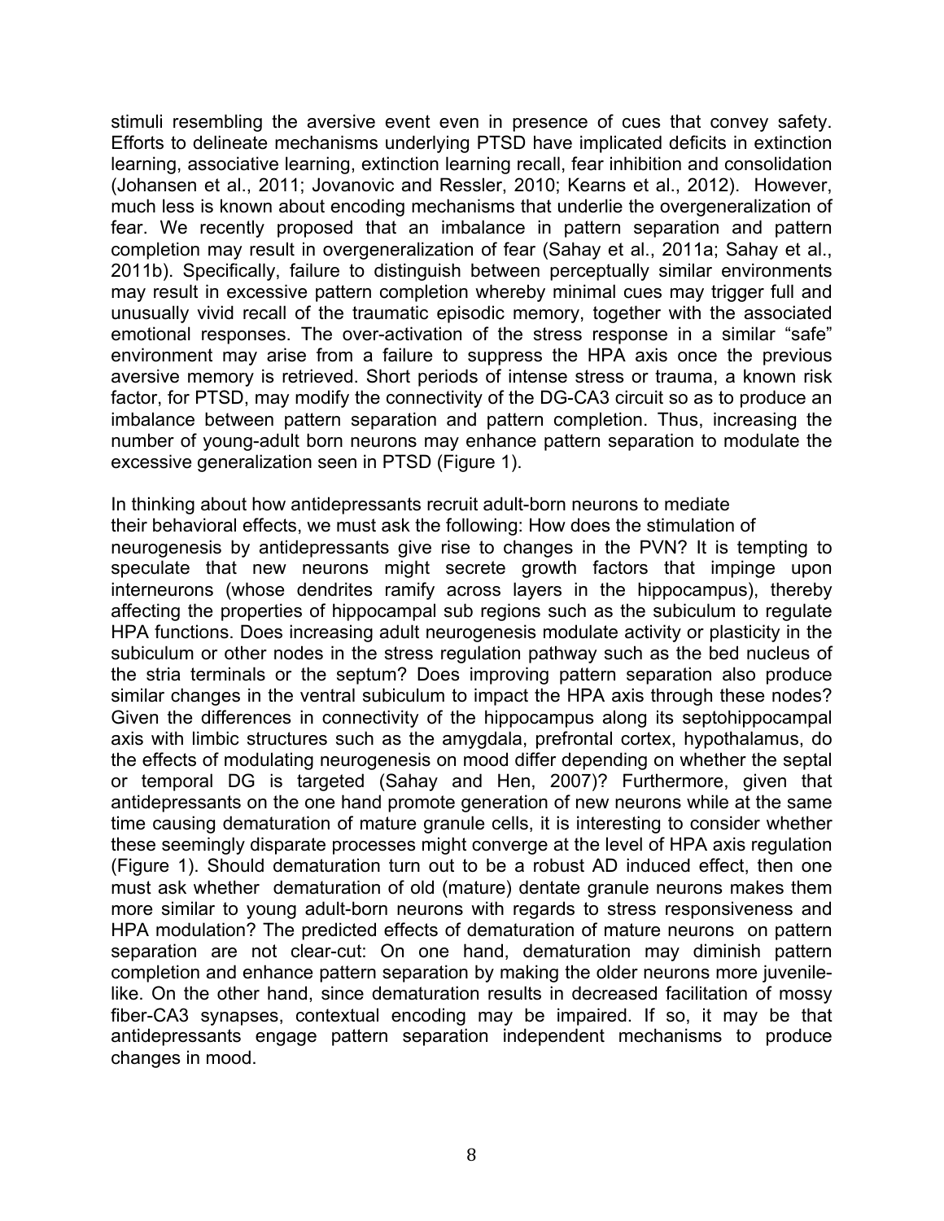stimuli resembling the aversive event even in presence of cues that convey safety. Efforts to delineate mechanisms underlying PTSD have implicated deficits in extinction learning, associative learning, extinction learning recall, fear inhibition and consolidation (Johansen et al., 2011; Jovanovic and Ressler, 2010; Kearns et al., 2012). However, much less is known about encoding mechanisms that underlie the overgeneralization of fear. We recently proposed that an imbalance in pattern separation and pattern completion may result in overgeneralization of fear (Sahay et al., 2011a; Sahay et al., 2011b). Specifically, failure to distinguish between perceptually similar environments may result in excessive pattern completion whereby minimal cues may trigger full and unusually vivid recall of the traumatic episodic memory, together with the associated emotional responses. The over-activation of the stress response in a similar "safe" environment may arise from a failure to suppress the HPA axis once the previous aversive memory is retrieved. Short periods of intense stress or trauma, a known risk factor, for PTSD, may modify the connectivity of the DG-CA3 circuit so as to produce an imbalance between pattern separation and pattern completion. Thus, increasing the number of young-adult born neurons may enhance pattern separation to modulate the excessive generalization seen in PTSD (Figure 1).

In thinking about how antidepressants recruit adult-born neurons to mediate their behavioral effects, we must ask the following: How does the stimulation of neurogenesis by antidepressants give rise to changes in the PVN? It is tempting to speculate that new neurons might secrete growth factors that impinge upon interneurons (whose dendrites ramify across layers in the hippocampus), thereby affecting the properties of hippocampal sub regions such as the subiculum to regulate HPA functions. Does increasing adult neurogenesis modulate activity or plasticity in the subiculum or other nodes in the stress regulation pathway such as the bed nucleus of the stria terminals or the septum? Does improving pattern separation also produce similar changes in the ventral subiculum to impact the HPA axis through these nodes? Given the differences in connectivity of the hippocampus along its septohippocampal axis with limbic structures such as the amygdala, prefrontal cortex, hypothalamus, do the effects of modulating neurogenesis on mood differ depending on whether the septal or temporal DG is targeted (Sahay and Hen, 2007)? Furthermore, given that antidepressants on the one hand promote generation of new neurons while at the same time causing dematuration of mature granule cells, it is interesting to consider whether these seemingly disparate processes might converge at the level of HPA axis regulation (Figure 1). Should dematuration turn out to be a robust AD induced effect, then one must ask whether dematuration of old (mature) dentate granule neurons makes them more similar to young adult-born neurons with regards to stress responsiveness and HPA modulation? The predicted effects of dematuration of mature neurons on pattern separation are not clear-cut: On one hand, dematuration may diminish pattern completion and enhance pattern separation by making the older neurons more juvenile-like. On the other hand, since dematuration results in decreased facilitation of mossy fiber-CA3 synapses, contextual encoding may be impaired. If so, it may be that antidepressants engage pattern separation independent mechanisms to produce changes in mood.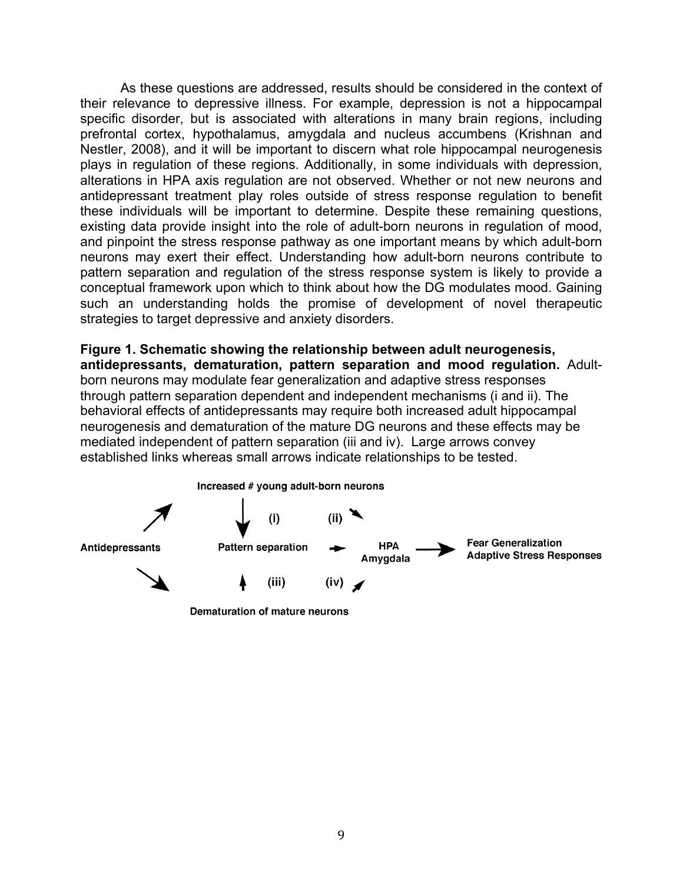As these questions are addressed, results should be considered in the context of their relevance to depressive illness. For example, depression is not a hippocampal specific disorder, but is associated with alterations in many brain regions, including prefrontal cortex, hypothalamus, amygdala and nucleus accumbens (Krishnan and Nestler, 2008), and it will be important to discern what role hippocampal neurogenesis plays in regulation of these regions. Additionally, in some individuals with depression, alterations in HPA axis regulation are not observed. Whether or not new neurons and antidepressant treatment play roles outside of stress response regulation to benefit these individuals will be important to determine. Despite these remaining questions, existing data provide insight into the role of adult-born neurons in regulation of mood, and pinpoint the stress response pathway as one important means by which adult-born neurons may exert their effect. Understanding how adult-born neurons contribute to pattern separation and regulation of the stress response system is likely to provide a conceptual framework upon which to think about how the DG modulates mood. Gaining such an understanding holds the promise of development of novel therapeutic strategies to target depressive and anxiety disorders.

**Figure 1. Schematic showing the relationship between adult neurogenesis, antidepressants, dematuration, pattern separation and mood regulation.** Adult-born neurons may modulate fear generalization and adaptive stress responses through pattern separation dependent and independent mechanisms (i and ii). The behavioral effects of antidepressants may require both increased adult hippocampal neurogenesis and dematuration of the mature DG neurons and these effects may be mediated independent of pattern separation (iii and iv). Large arrows convey established links whereas small arrows indicate relationships to be tested.

Increased # young adult-born neurons

(i) (ii)

Antidepressants Pattern separation HPA Amygdala Fear Generalization Adaptive Stress Responses

(iii) (iv)

Dematuration of mature neurons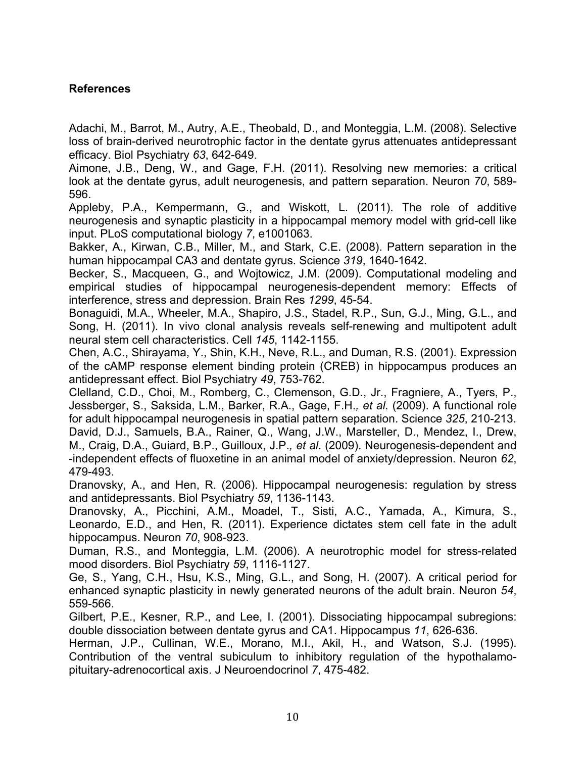**References**

Adachi, M., Barrot, M., Autry, A.E., Theobald, D., and Monteggia, L.M. (2008). Selective loss of brain-derived neurotrophic factor in the dentate gyrus attenuates antidepressant efficacy. Biol Psychiatry *63*, 642-649.

Aimone, J.B., Deng, W., and Gage, F.H. (2011). Resolving new memories: a critical look at the dentate gyrus, adult neurogenesis, and pattern separation. Neuron *70*, 589-596.

Appleby, P.A., Kempermann, G., and Wiskott, L. (2011). The role of additive neurogenesis and synaptic plasticity in a hippocampal memory model with grid-cell like input. PLoS computational biology *7*, e1001063.

Bakker, A., Kirwan, C.B., Miller, M., and Stark, C.E. (2008). Pattern separation in the human hippocampal CA3 and dentate gyrus. Science *319*, 1640-1642.

Becker, S., Macqueen, G., and Wojtowicz, J.M. (2009). Computational modeling and empirical studies of hippocampal neurogenesis-dependent memory: Effects of interference, stress and depression. Brain Res *1299*, 45-54.

Bonaguidi, M.A., Wheeler, M.A., Shapiro, J.S., Stadel, R.P., Sun, G.J., Ming, G.L., and Song, H. (2011). In vivo clonal analysis reveals self-renewing and multipotent adult neural stem cell characteristics. Cell *145*, 1142-1155.

Chen, A.C., Shirayama, Y., Shin, K.H., Neve, R.L., and Duman, R.S. (2001). Expression of the cAMP response element binding protein (CREB) in hippocampus produces an antidepressant effect. Biol Psychiatry *49*, 753-762.

Clelland, C.D., Choi, M., Romberg, C., Clemenson, G.D., Jr., Fragniere, A., Tyers, P., Jessberger, S., Saksida, L.M., Barker, R.A., Gage, F.H.*, et al.* (2009). A functional role for adult hippocampal neurogenesis in spatial pattern separation. Science *325*, 210-213.

David, D.J., Samuels, B.A., Rainer, Q., Wang, J.W., Marsteller, D., Mendez, I., Drew, M., Craig, D.A., Guiard, B.P., Guilloux, J.P.*, et al.* (2009). Neurogenesis-dependent and -independent effects of fluoxetine in an animal model of anxiety/depression. Neuron *62*, 479-493.

Dranovsky, A., and Hen, R. (2006). Hippocampal neurogenesis: regulation by stress and antidepressants. Biol Psychiatry *59*, 1136-1143.

Dranovsky, A., Picchini, A.M., Moadel, T., Sisti, A.C., Yamada, A., Kimura, S., Leonardo, E.D., and Hen, R. (2011). Experience dictates stem cell fate in the adult hippocampus. Neuron *70*, 908-923.

Duman, R.S., and Monteggia, L.M. (2006). A neurotrophic model for stress-related mood disorders. Biol Psychiatry *59*, 1116-1127.

Ge, S., Yang, C.H., Hsu, K.S., Ming, G.L., and Song, H. (2007). A critical period for enhanced synaptic plasticity in newly generated neurons of the adult brain. Neuron *54*, 559-566.

Gilbert, P.E., Kesner, R.P., and Lee, I. (2001). Dissociating hippocampal subregions: double dissociation between dentate gyrus and CA1. Hippocampus *11*, 626-636.

Herman, J.P., Cullinan, W.E., Morano, M.I., Akil, H., and Watson, S.J. (1995). Contribution of the ventral subiculum to inhibitory regulation of the hypothalamo-pituitary-adrenocortical axis. J Neuroendocrinol *7*, 475-482.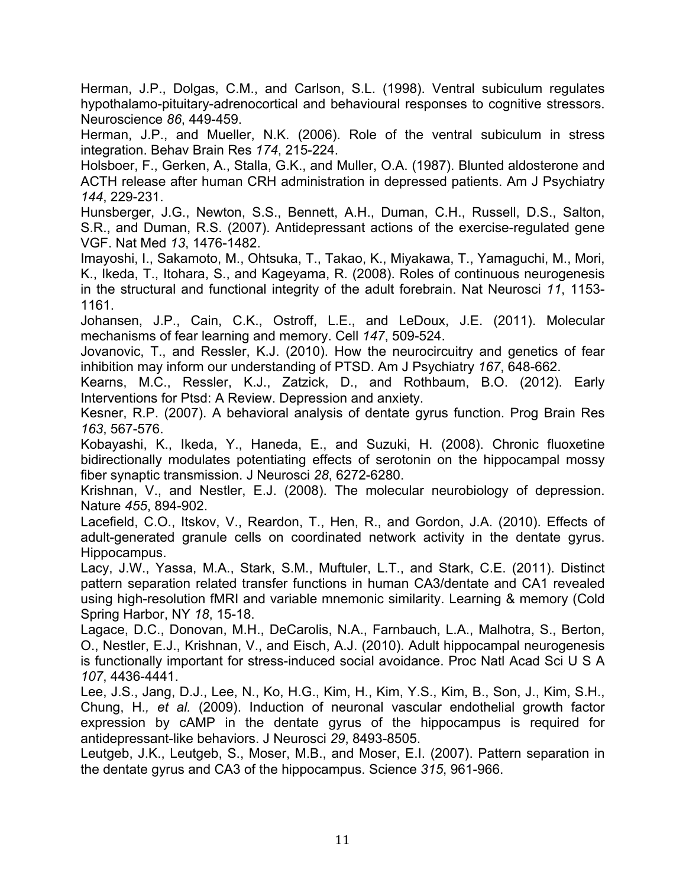Herman, J.P., Dolgas, C.M., and Carlson, S.L. (1998). Ventral subiculum regulates hypothalamo-pituitary-adrenocortical and behavioural responses to cognitive stressors. Neuroscience *86*, 449-459.

Herman, J.P., and Mueller, N.K. (2006). Role of the ventral subiculum in stress integration. Behav Brain Res *174*, 215-224.

Holsboer, F., Gerken, A., Stalla, G.K., and Muller, O.A. (1987). Blunted aldosterone and ACTH release after human CRH administration in depressed patients. Am J Psychiatry *144*, 229-231.

Hunsberger, J.G., Newton, S.S., Bennett, A.H., Duman, C.H., Russell, D.S., Salton, S.R., and Duman, R.S. (2007). Antidepressant actions of the exercise-regulated gene VGF. Nat Med *13*, 1476-1482.

Imayoshi, I., Sakamoto, M., Ohtsuka, T., Takao, K., Miyakawa, T., Yamaguchi, M., Mori, K., Ikeda, T., Itohara, S., and Kageyama, R. (2008). Roles of continuous neurogenesis in the structural and functional integrity of the adult forebrain. Nat Neurosci *11*, 1153-1161.

Johansen, J.P., Cain, C.K., Ostroff, L.E., and LeDoux, J.E. (2011). Molecular mechanisms of fear learning and memory. Cell *147*, 509-524.

Jovanovic, T., and Ressler, K.J. (2010). How the neurocircuitry and genetics of fear inhibition may inform our understanding of PTSD. Am J Psychiatry *167*, 648-662.

Kearns, M.C., Ressler, K.J., Zatzick, D., and Rothbaum, B.O. (2012). Early Interventions for Ptsd: A Review. Depression and anxiety.

Kesner, R.P. (2007). A behavioral analysis of dentate gyrus function. Prog Brain Res *163*, 567-576.

Kobayashi, K., Ikeda, Y., Haneda, E., and Suzuki, H. (2008). Chronic fluoxetine bidirectionally modulates potentiating effects of serotonin on the hippocampal mossy fiber synaptic transmission. J Neurosci *28*, 6272-6280.

Krishnan, V., and Nestler, E.J. (2008). The molecular neurobiology of depression. Nature *455*, 894-902.

Lacefield, C.O., Itskov, V., Reardon, T., Hen, R., and Gordon, J.A. (2010). Effects of adult-generated granule cells on coordinated network activity in the dentate gyrus. Hippocampus.

Lacy, J.W., Yassa, M.A., Stark, S.M., Muftuler, L.T., and Stark, C.E. (2011). Distinct pattern separation related transfer functions in human CA3/dentate and CA1 revealed using high-resolution fMRI and variable mnemonic similarity. Learning & memory (Cold Spring Harbor, NY *18*, 15-18.

Lagace, D.C., Donovan, M.H., DeCarolis, N.A., Farnbauch, L.A., Malhotra, S., Berton, O., Nestler, E.J., Krishnan, V., and Eisch, A.J. (2010). Adult hippocampal neurogenesis is functionally important for stress-induced social avoidance. Proc Natl Acad Sci U S A *107*, 4436-4441.

Lee, J.S., Jang, D.J., Lee, N., Ko, H.G., Kim, H., Kim, Y.S., Kim, B., Son, J., Kim, S.H., Chung, H.*, et al.* (2009). Induction of neuronal vascular endothelial growth factor expression by cAMP in the dentate gyrus of the hippocampus is required for antidepressant-like behaviors. J Neurosci *29*, 8493-8505.

Leutgeb, J.K., Leutgeb, S., Moser, M.B., and Moser, E.I. (2007). Pattern separation in the dentate gyrus and CA3 of the hippocampus. Science *315*, 961-966.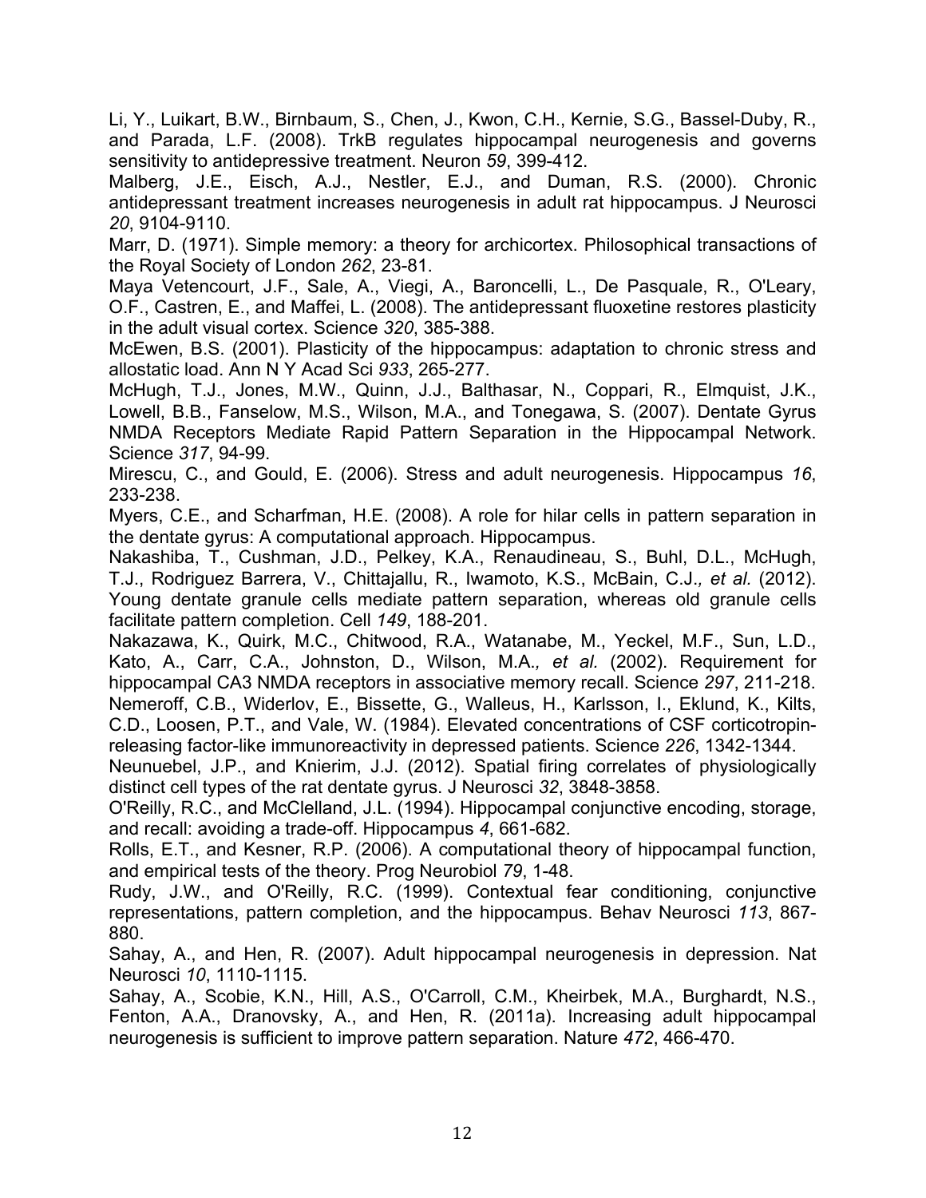Li, Y., Luikart, B.W., Birnbaum, S., Chen, J., Kwon, C.H., Kernie, S.G., Bassel-Duby, R., and Parada, L.F. (2008). TrkB regulates hippocampal neurogenesis and governs sensitivity to antidepressive treatment. Neuron *59*, 399-412.

Malberg, J.E., Eisch, A.J., Nestler, E.J., and Duman, R.S. (2000). Chronic antidepressant treatment increases neurogenesis in adult rat hippocampus. J Neurosci *20*, 9104-9110.

Marr, D. (1971). Simple memory: a theory for archicortex. Philosophical transactions of the Royal Society of London *262*, 23-81.

Maya Vetencourt, J.F., Sale, A., Viegi, A., Baroncelli, L., De Pasquale, R., O'Leary, O.F., Castren, E., and Maffei, L. (2008). The antidepressant fluoxetine restores plasticity in the adult visual cortex. Science *320*, 385-388.

McEwen, B.S. (2001). Plasticity of the hippocampus: adaptation to chronic stress and allostatic load. Ann N Y Acad Sci *933*, 265-277.

McHugh, T.J., Jones, M.W., Quinn, J.J., Balthasar, N., Coppari, R., Elmquist, J.K., Lowell, B.B., Fanselow, M.S., Wilson, M.A., and Tonegawa, S. (2007). Dentate Gyrus NMDA Receptors Mediate Rapid Pattern Separation in the Hippocampal Network. Science *317*, 94-99.

Mirescu, C., and Gould, E. (2006). Stress and adult neurogenesis. Hippocampus *16*, 233-238.

Myers, C.E., and Scharfman, H.E. (2008). A role for hilar cells in pattern separation in the dentate gyrus: A computational approach. Hippocampus.

Nakashiba, T., Cushman, J.D., Pelkey, K.A., Renaudineau, S., Buhl, D.L., McHugh, T.J., Rodriguez Barrera, V., Chittajallu, R., Iwamoto, K.S., McBain, C.J.*, et al.* (2012). Young dentate granule cells mediate pattern separation, whereas old granule cells facilitate pattern completion. Cell *149*, 188-201.

Nakazawa, K., Quirk, M.C., Chitwood, R.A., Watanabe, M., Yeckel, M.F., Sun, L.D., Kato, A., Carr, C.A., Johnston, D., Wilson, M.A.*, et al.* (2002). Requirement for hippocampal CA3 NMDA receptors in associative memory recall. Science *297*, 211-218.

Nemeroff, C.B., Widerlov, E., Bissette, G., Walleus, H., Karlsson, I., Eklund, K., Kilts, C.D., Loosen, P.T., and Vale, W. (1984). Elevated concentrations of CSF corticotropin-releasing factor-like immunoreactivity in depressed patients. Science *226*, 1342-1344.

Neunuebel, J.P., and Knierim, J.J. (2012). Spatial firing correlates of physiologically distinct cell types of the rat dentate gyrus. J Neurosci *32*, 3848-3858.

O'Reilly, R.C., and McClelland, J.L. (1994). Hippocampal conjunctive encoding, storage, and recall: avoiding a trade-off. Hippocampus *4*, 661-682.

Rolls, E.T., and Kesner, R.P. (2006). A computational theory of hippocampal function, and empirical tests of the theory. Prog Neurobiol *79*, 1-48.

Rudy, J.W., and O'Reilly, R.C. (1999). Contextual fear conditioning, conjunctive representations, pattern completion, and the hippocampus. Behav Neurosci *113*, 867-880.

Sahay, A., and Hen, R. (2007). Adult hippocampal neurogenesis in depression. Nat Neurosci *10*, 1110-1115.

Sahay, A., Scobie, K.N., Hill, A.S., O'Carroll, C.M., Kheirbek, M.A., Burghardt, N.S., Fenton, A.A., Dranovsky, A., and Hen, R. (2011a). Increasing adult hippocampal neurogenesis is sufficient to improve pattern separation. Nature *472*, 466-470.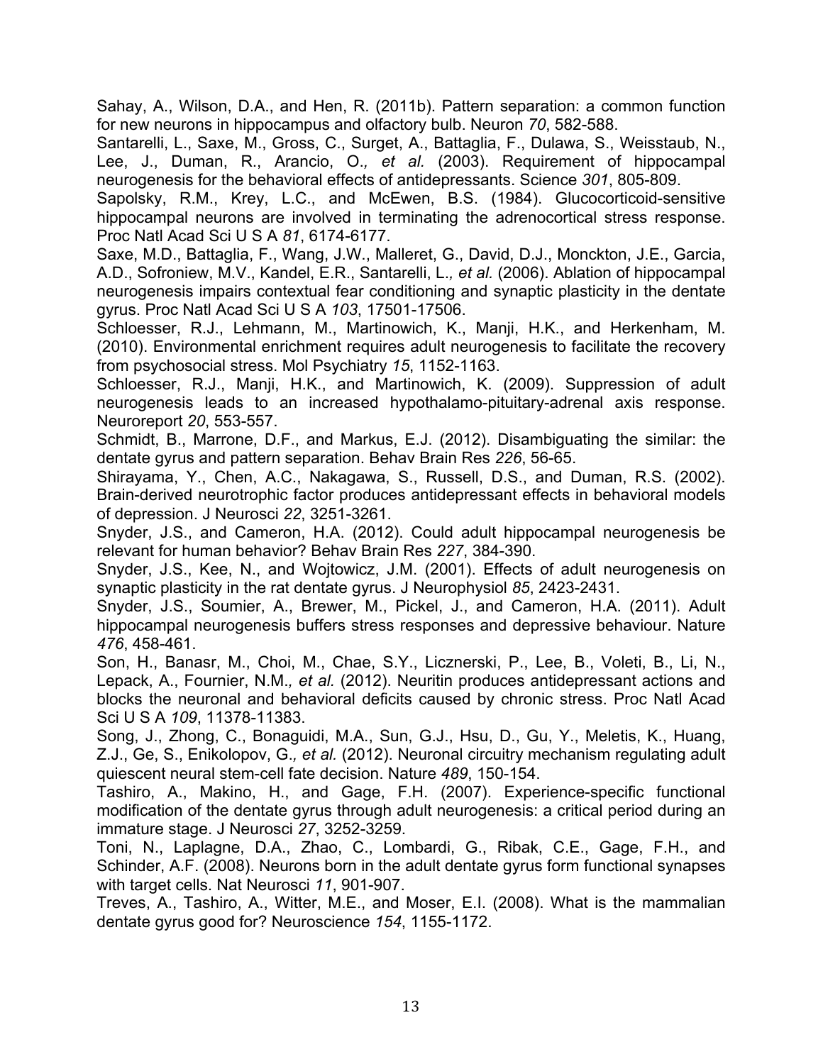Sahay, A., Wilson, D.A., and Hen, R. (2011b). Pattern separation: a common function for new neurons in hippocampus and olfactory bulb. Neuron *70*, 582-588.

Santarelli, L., Saxe, M., Gross, C., Surget, A., Battaglia, F., Dulawa, S., Weisstaub, N., Lee, J., Duman, R., Arancio, O.*, et al.* (2003). Requirement of hippocampal neurogenesis for the behavioral effects of antidepressants. Science *301*, 805-809.

Sapolsky, R.M., Krey, L.C., and McEwen, B.S. (1984). Glucocorticoid-sensitive hippocampal neurons are involved in terminating the adrenocortical stress response. Proc Natl Acad Sci U S A *81*, 6174-6177.

Saxe, M.D., Battaglia, F., Wang, J.W., Malleret, G., David, D.J., Monckton, J.E., Garcia, A.D., Sofroniew, M.V., Kandel, E.R., Santarelli, L.*, et al.* (2006). Ablation of hippocampal neurogenesis impairs contextual fear conditioning and synaptic plasticity in the dentate gyrus. Proc Natl Acad Sci U S A *103*, 17501-17506.

Schloesser, R.J., Lehmann, M., Martinowich, K., Manji, H.K., and Herkenham, M. (2010). Environmental enrichment requires adult neurogenesis to facilitate the recovery from psychosocial stress. Mol Psychiatry *15*, 1152-1163.

Schloesser, R.J., Manji, H.K., and Martinowich, K. (2009). Suppression of adult neurogenesis leads to an increased hypothalamo-pituitary-adrenal axis response. Neuroreport *20*, 553-557.

Schmidt, B., Marrone, D.F., and Markus, E.J. (2012). Disambiguating the similar: the dentate gyrus and pattern separation. Behav Brain Res *226*, 56-65.

Shirayama, Y., Chen, A.C., Nakagawa, S., Russell, D.S., and Duman, R.S. (2002). Brain-derived neurotrophic factor produces antidepressant effects in behavioral models of depression. J Neurosci *22*, 3251-3261.

Snyder, J.S., and Cameron, H.A. (2012). Could adult hippocampal neurogenesis be relevant for human behavior? Behav Brain Res *227*, 384-390.

Snyder, J.S., Kee, N., and Wojtowicz, J.M. (2001). Effects of adult neurogenesis on synaptic plasticity in the rat dentate gyrus. J Neurophysiol *85*, 2423-2431.

Snyder, J.S., Soumier, A., Brewer, M., Pickel, J., and Cameron, H.A. (2011). Adult hippocampal neurogenesis buffers stress responses and depressive behaviour. Nature *476*, 458-461.

Son, H., Banasr, M., Choi, M., Chae, S.Y., Licznerski, P., Lee, B., Voleti, B., Li, N., Lepack, A., Fournier, N.M.*, et al.* (2012). Neuritin produces antidepressant actions and blocks the neuronal and behavioral deficits caused by chronic stress. Proc Natl Acad Sci U S A *109*, 11378-11383.

Song, J., Zhong, C., Bonaguidi, M.A., Sun, G.J., Hsu, D., Gu, Y., Meletis, K., Huang, Z.J., Ge, S., Enikolopov, G.*, et al.* (2012). Neuronal circuitry mechanism regulating adult quiescent neural stem-cell fate decision. Nature *489*, 150-154.

Tashiro, A., Makino, H., and Gage, F.H. (2007). Experience-specific functional modification of the dentate gyrus through adult neurogenesis: a critical period during an immature stage. J Neurosci *27*, 3252-3259.

Toni, N., Laplagne, D.A., Zhao, C., Lombardi, G., Ribak, C.E., Gage, F.H., and Schinder, A.F. (2008). Neurons born in the adult dentate gyrus form functional synapses with target cells. Nat Neurosci *11*, 901-907.

Treves, A., Tashiro, A., Witter, M.E., and Moser, E.I. (2008). What is the mammalian dentate gyrus good for? Neuroscience *154*, 1155-1172.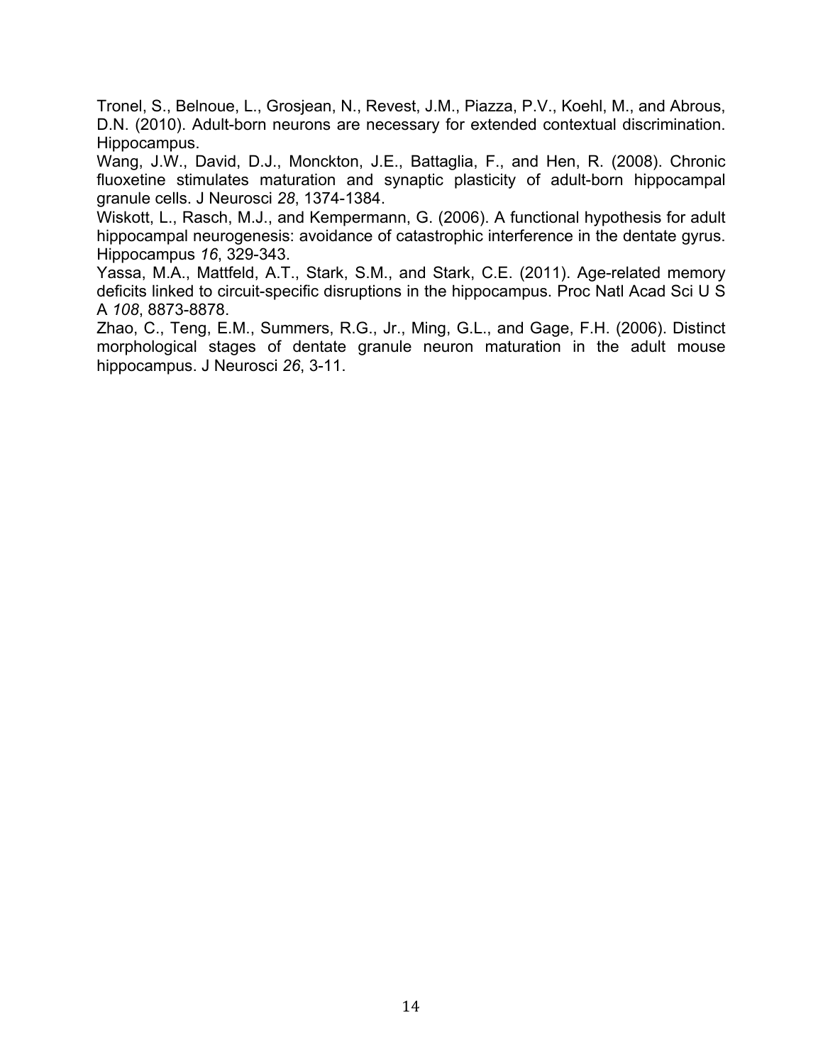Tronel, S., Belnoue, L., Grosjean, N., Revest, J.M., Piazza, P.V., Koehl, M., and Abrous, D.N. (2010). Adult-born neurons are necessary for extended contextual discrimination. Hippocampus.

Wang, J.W., David, D.J., Monckton, J.E., Battaglia, F., and Hen, R. (2008). Chronic fluoxetine stimulates maturation and synaptic plasticity of adult-born hippocampal granule cells. J Neurosci *28*, 1374-1384.

Wiskott, L., Rasch, M.J., and Kempermann, G. (2006). A functional hypothesis for adult hippocampal neurogenesis: avoidance of catastrophic interference in the dentate gyrus. Hippocampus *16*, 329-343.

Yassa, M.A., Mattfeld, A.T., Stark, S.M., and Stark, C.E. (2011). Age-related memory deficits linked to circuit-specific disruptions in the hippocampus. Proc Natl Acad Sci U S A *108*, 8873-8878.

Zhao, C., Teng, E.M., Summers, R.G., Jr., Ming, G.L., and Gage, F.H. (2006). Distinct morphological stages of dentate granule neuron maturation in the adult mouse hippocampus. J Neurosci *26*, 3-11.